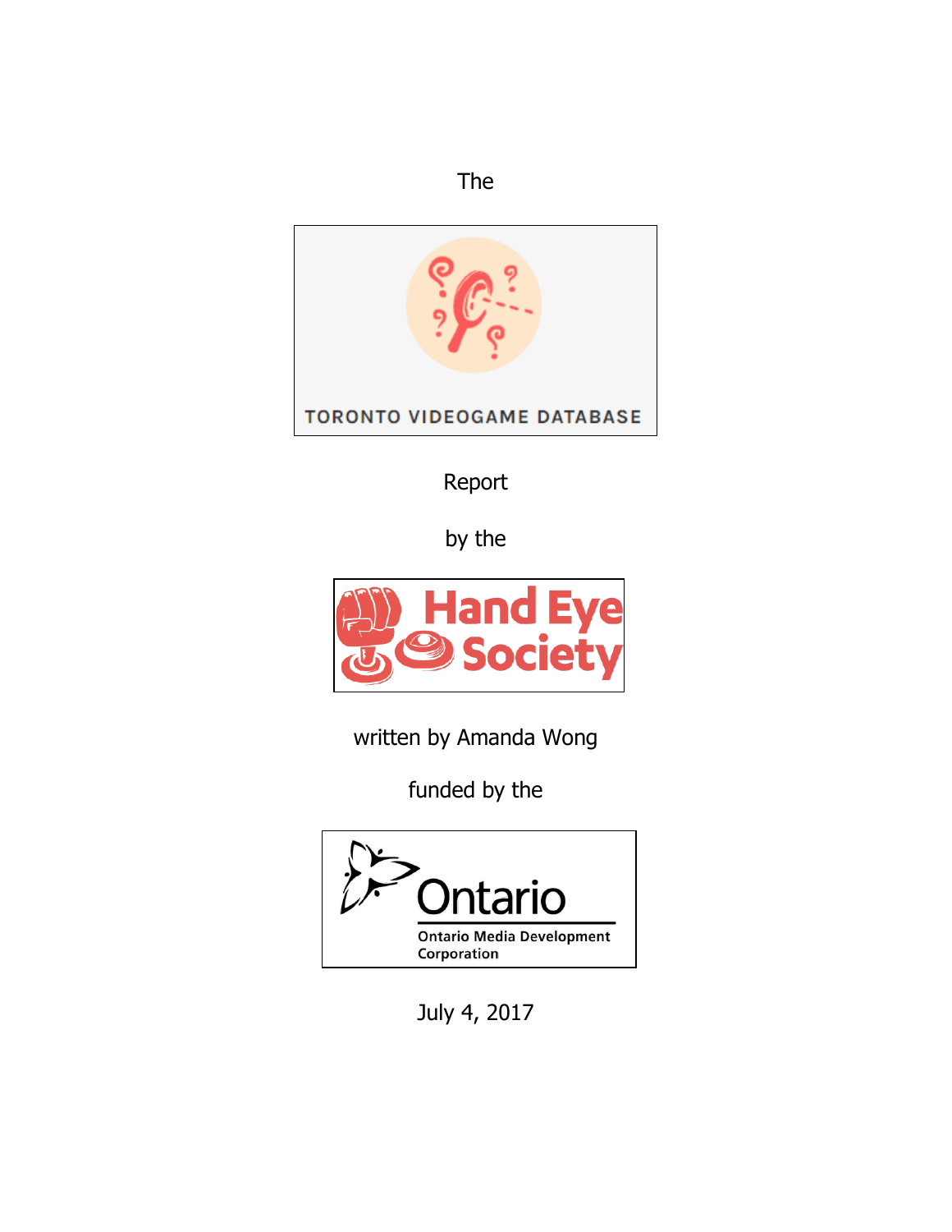The

TORONTO VIDEOGAME DATABASE

Report

by the

Hand Eye Society

written by Amanda Wong

funded by the

Ontario

Ontario Media Development Corporation

July 4, 2017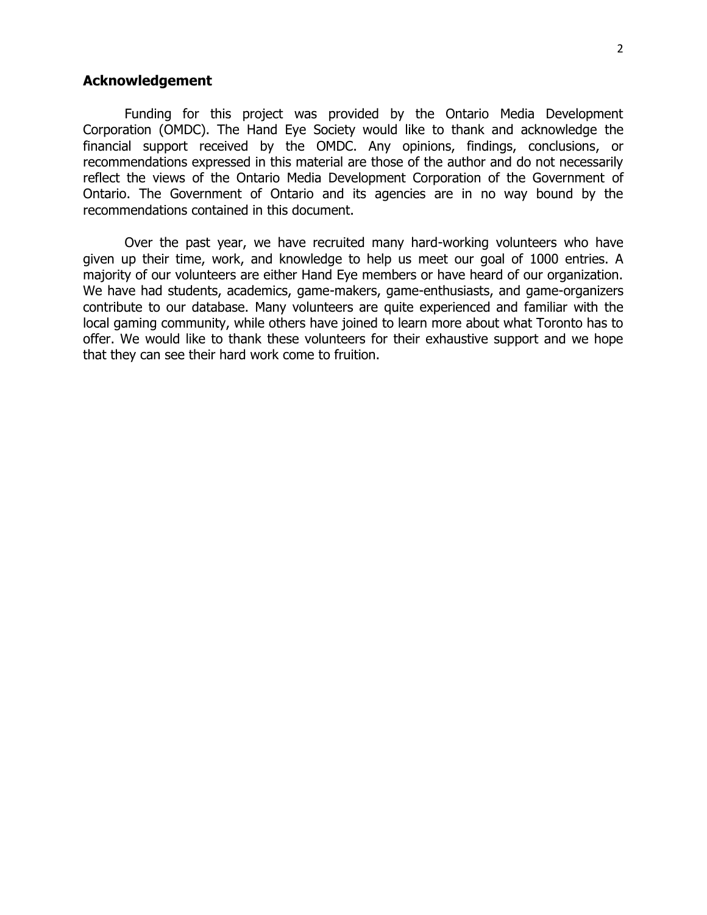## Acknowledgement

Funding for this project was provided by the Ontario Media Development Corporation (OMDC). The Hand Eye Society would like to thank and acknowledge the financial support received by the OMDC. Any opinions, findings, conclusions, or recommendations expressed in this material are those of the author and do not necessarily reflect the views of the Ontario Media Development Corporation of the Government of Ontario. The Government of Ontario and its agencies are in no way bound by the recommendations contained in this document.

Over the past year, we have recruited many hard-working volunteers who have given up their time, work, and knowledge to help us meet our goal of 1000 entries. A majority of our volunteers are either Hand Eye members or have heard of our organization. We have had students, academics, game-makers, game-enthusiasts, and game-organizers contribute to our database. Many volunteers are quite experienced and familiar with the local gaming community, while others have joined to learn more about what Toronto has to offer. We would like to thank these volunteers for their exhaustive support and we hope that they can see their hard work come to fruition.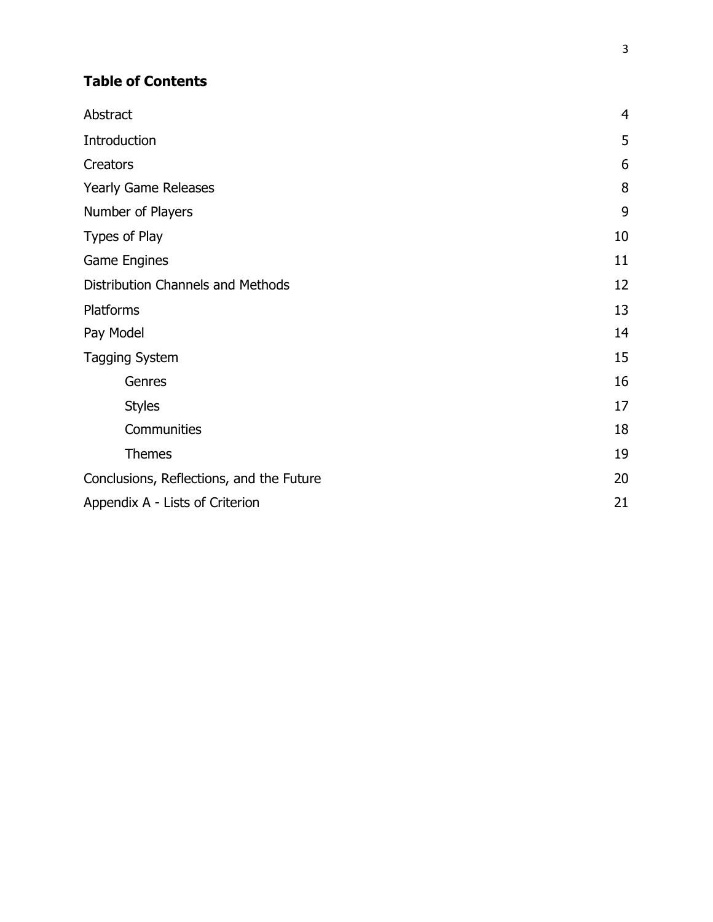## Table of Contents

| | |
|---|---|
| Abstract | 4 |
| Introduction | 5 |
| Creators | 6 |
| Yearly Game Releases | 8 |
| Number of Players | 9 |
| Types of Play | 10 |
| Game Engines | 11 |
| Distribution Channels and Methods | 12 |
| Platforms | 13 |
| Pay Model | 14 |
| Tagging System | 15 |
| Genres | 16 |
| Styles | 17 |
| Communities | 18 |
| Themes | 19 |
| Conclusions, Reflections, and the Future | 20 |
| Appendix A - Lists of Criterion | 21 |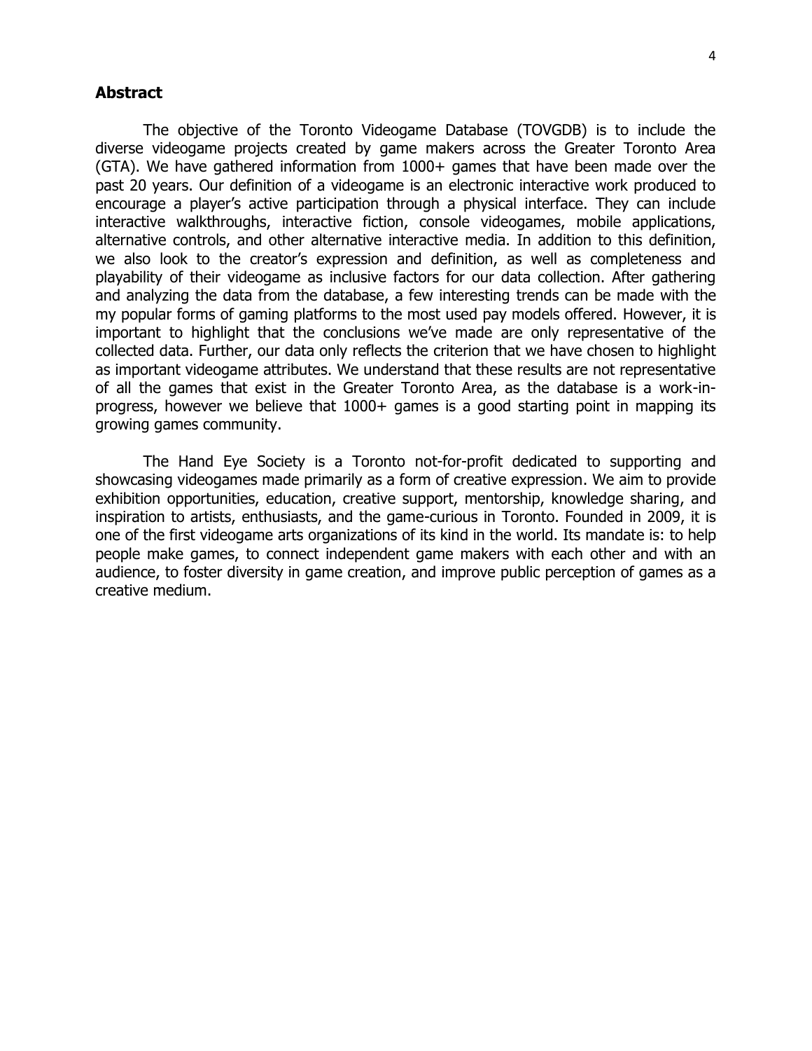## Abstract

The objective of the Toronto Videogame Database (TOVGDB) is to include the diverse videogame projects created by game makers across the Greater Toronto Area (GTA). We have gathered information from 1000+ games that have been made over the past 20 years. Our definition of a videogame is an electronic interactive work produced to encourage a player's active participation through a physical interface. They can include interactive walkthroughs, interactive fiction, console videogames, mobile applications, alternative controls, and other alternative interactive media. In addition to this definition, we also look to the creator's expression and definition, as well as completeness and playability of their videogame as inclusive factors for our data collection. After gathering and analyzing the data from the database, a few interesting trends can be made with the my popular forms of gaming platforms to the most used pay models offered. However, it is important to highlight that the conclusions we've made are only representative of the collected data. Further, our data only reflects the criterion that we have chosen to highlight as important videogame attributes. We understand that these results are not representative of all the games that exist in the Greater Toronto Area, as the database is a work-in-progress, however we believe that 1000+ games is a good starting point in mapping its growing games community.

The Hand Eye Society is a Toronto not-for-profit dedicated to supporting and showcasing videogames made primarily as a form of creative expression. We aim to provide exhibition opportunities, education, creative support, mentorship, knowledge sharing, and inspiration to artists, enthusiasts, and the game-curious in Toronto. Founded in 2009, it is one of the first videogame arts organizations of its kind in the world. Its mandate is: to help people make games, to connect independent game makers with each other and with an audience, to foster diversity in game creation, and improve public perception of games as a creative medium.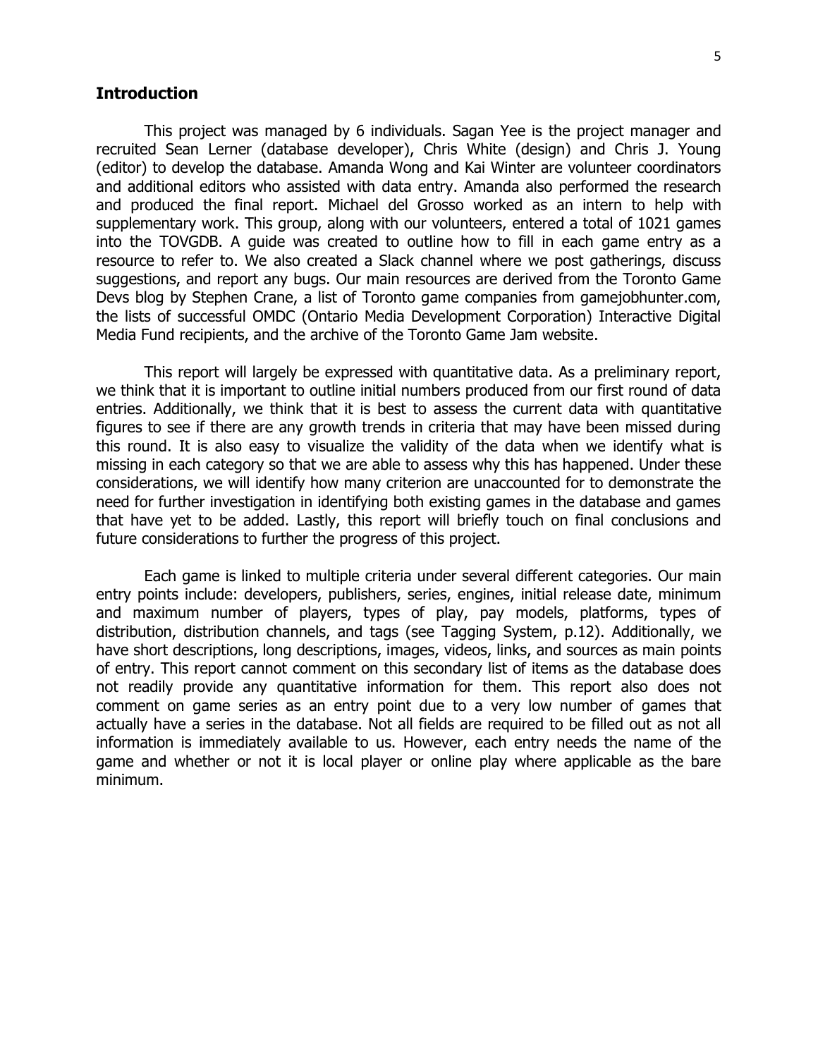## Introduction

This project was managed by 6 individuals. Sagan Yee is the project manager and recruited Sean Lerner (database developer), Chris White (design) and Chris J. Young (editor) to develop the database. Amanda Wong and Kai Winter are volunteer coordinators and additional editors who assisted with data entry. Amanda also performed the research and produced the final report. Michael del Grosso worked as an intern to help with supplementary work. This group, along with our volunteers, entered a total of 1021 games into the TOVGDB. A guide was created to outline how to fill in each game entry as a resource to refer to. We also created a Slack channel where we post gatherings, discuss suggestions, and report any bugs. Our main resources are derived from the Toronto Game Devs blog by Stephen Crane, a list of Toronto game companies from gamejobhunter.com, the lists of successful OMDC (Ontario Media Development Corporation) Interactive Digital Media Fund recipients, and the archive of the Toronto Game Jam website.

This report will largely be expressed with quantitative data. As a preliminary report, we think that it is important to outline initial numbers produced from our first round of data entries. Additionally, we think that it is best to assess the current data with quantitative figures to see if there are any growth trends in criteria that may have been missed during this round. It is also easy to visualize the validity of the data when we identify what is missing in each category so that we are able to assess why this has happened. Under these considerations, we will identify how many criterion are unaccounted for to demonstrate the need for further investigation in identifying both existing games in the database and games that have yet to be added. Lastly, this report will briefly touch on final conclusions and future considerations to further the progress of this project.

Each game is linked to multiple criteria under several different categories. Our main entry points include: developers, publishers, series, engines, initial release date, minimum and maximum number of players, types of play, pay models, platforms, types of distribution, distribution channels, and tags (see Tagging System, p.12). Additionally, we have short descriptions, long descriptions, images, videos, links, and sources as main points of entry. This report cannot comment on this secondary list of items as the database does not readily provide any quantitative information for them. This report also does not comment on game series as an entry point due to a very low number of games that actually have a series in the database. Not all fields are required to be filled out as not all information is immediately available to us. However, each entry needs the name of the game and whether or not it is local player or online play where applicable as the bare minimum.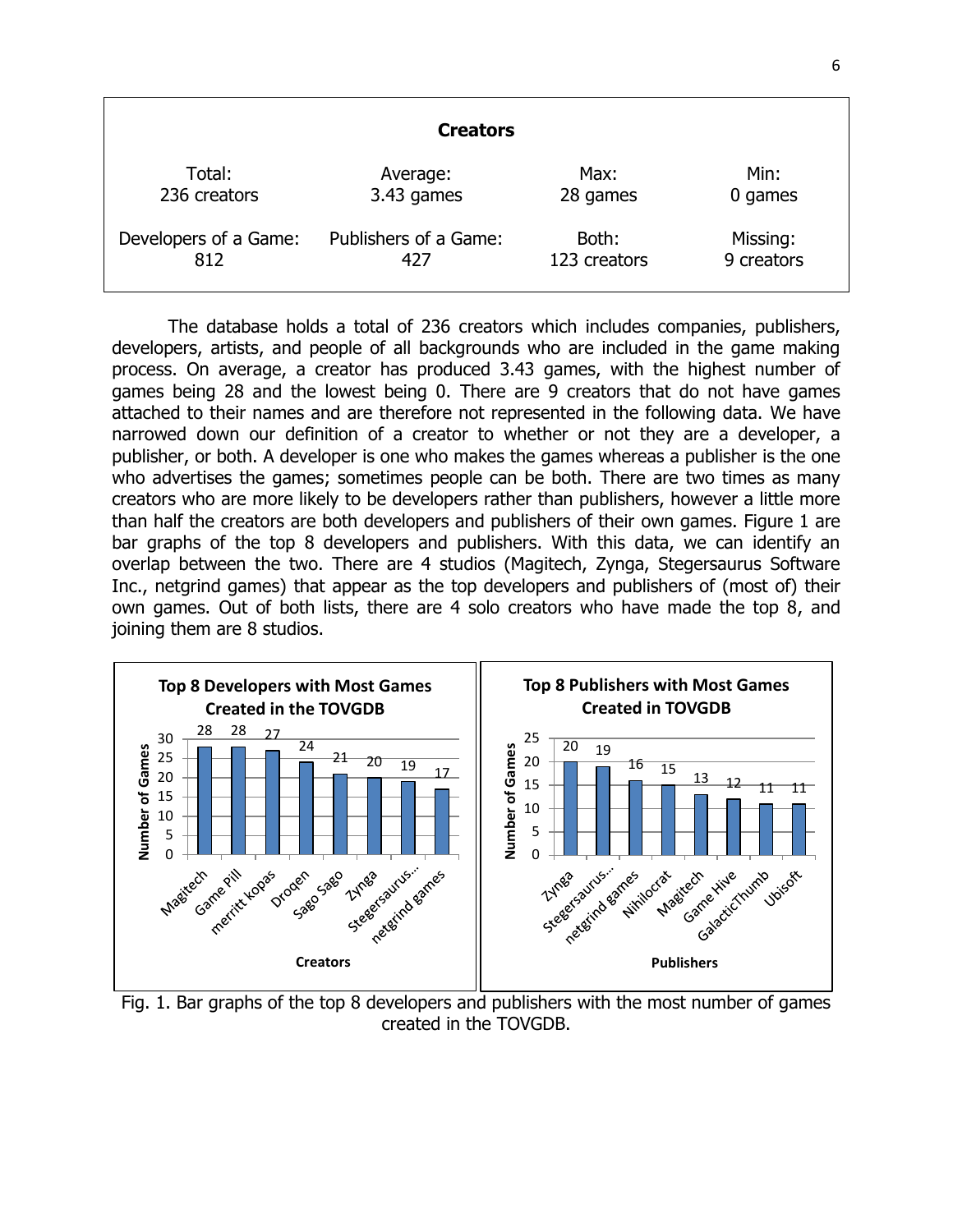| **Creators** | | | |
|---|---|---|---|
| Total: 236 creators | Average: 3.43 games | Max: 28 games | Min: 0 games |
| Developers of a Game: 812 | Publishers of a Game: 427 | Both: 123 creators | Missing: 9 creators |

The database holds a total of 236 creators which includes companies, publishers, developers, artists, and people of all backgrounds who are included in the game making process. On average, a creator has produced 3.43 games, with the highest number of games being 28 and the lowest being 0. There are 9 creators that do not have games attached to their names and are therefore not represented in the following data. We have narrowed down our definition of a creator to whether or not they are a developer, a publisher, or both. A developer is one who makes the games whereas a publisher is the one who advertises the games; sometimes people can be both. There are two times as many creators who are more likely to be developers rather than publishers, however a little more than half the creators are both developers and publishers of their own games. Figure 1 are bar graphs of the top 8 developers and publishers. With this data, we can identify an overlap between the two. There are 4 studios (Magitech, Zynga, Stegersaurus Software Inc., netgrind games) that appear as the top developers and publishers of (most of) their own games. Out of both lists, there are 4 solo creators who have made the top 8, and joining them are 8 studios.

**Top 8 Developers with Most Games Created in the TOVGDB**

| Creators | Number of Games |
|---|---|
| Magitech | 28 |
| Game Pill | 28 |
| merritt kopas | 27 |
| Droqen | 24 |
| Sago Sago | 21 |
| Zynga | 20 |
| Stegersaurus... | 19 |
| netgrind games | 17 |

**Top 8 Publishers with Most Games Created in TOVGDB**

| Publishers | Number of Games |
|---|---|
| Zynga | 20 |
| Stegersaurus... | 19 |
| netgrind games | 16 |
| Nihilocrat | 15 |
| Magitech | 13 |
| Game Hive | 12 |
| GalacticThumb | 11 |
| Ubisoft | 11 |

Fig. 1. Bar graphs of the top 8 developers and publishers with the most number of games created in the TOVGDB.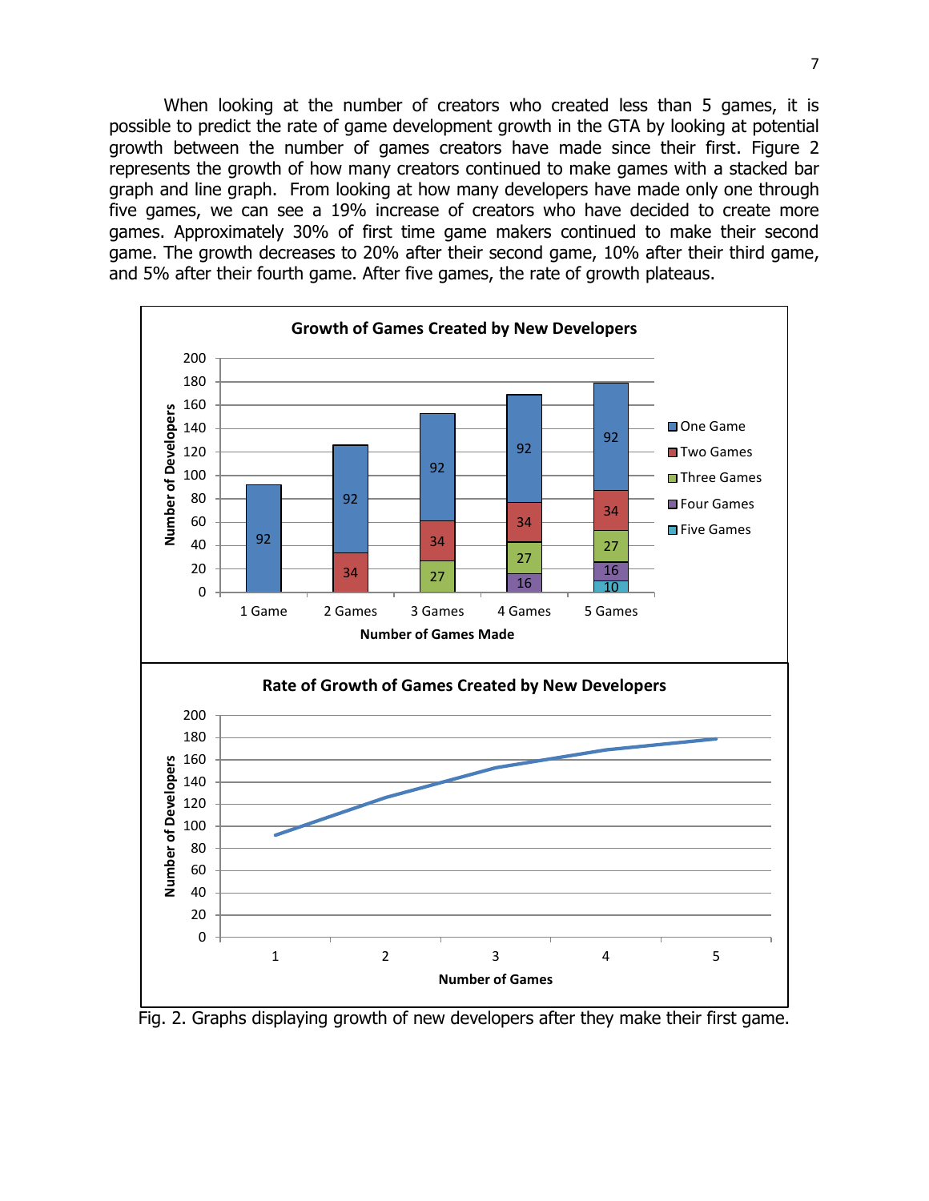When looking at the number of creators who created less than 5 games, it is possible to predict the rate of game development growth in the GTA by looking at potential growth between the number of games creators have made since their first. Figure 2 represents the growth of how many creators continued to make games with a stacked bar graph and line graph. From looking at how many developers have made only one through five games, we can see a 19% increase of creators who have decided to create more games. Approximately 30% of first time game makers continued to make their second game. The growth decreases to 20% after their second game, 10% after their third game, and 5% after their fourth game. After five games, the rate of growth plateaus.

Fig. 2. Graphs displaying growth of new developers after they make their first game.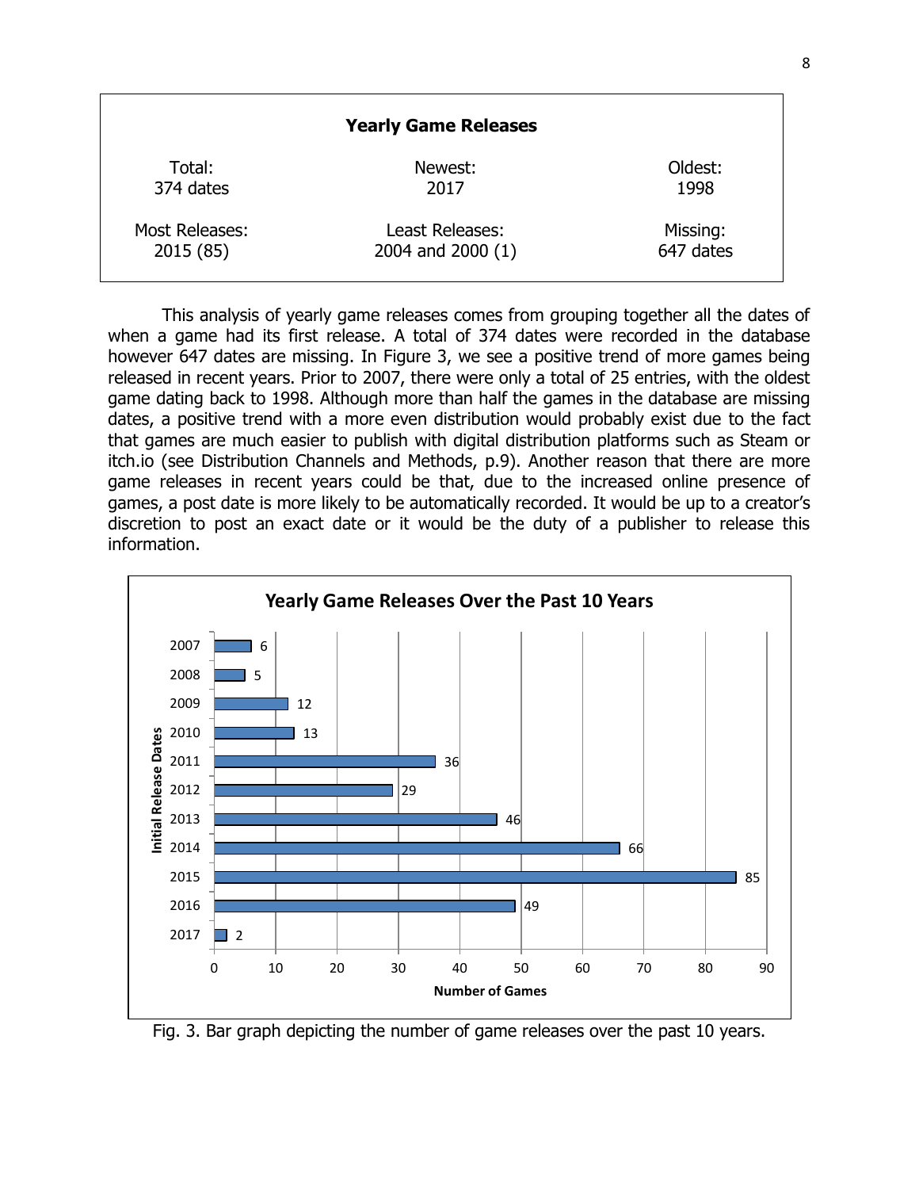| **Yearly Game Releases** | | |
|---|---|---|
| Total:<br>374 dates | Newest:<br>2017 | Oldest:<br>1998 |
| Most Releases:<br>2015 (85) | Least Releases:<br>2004 and 2000 (1) | Missing:<br>647 dates |

This analysis of yearly game releases comes from grouping together all the dates of when a game had its first release. A total of 374 dates were recorded in the database however 647 dates are missing. In Figure 3, we see a positive trend of more games being released in recent years. Prior to 2007, there were only a total of 25 entries, with the oldest game dating back to 1998. Although more than half the games in the database are missing dates, a positive trend with a more even distribution would probably exist due to the fact that games are much easier to publish with digital distribution platforms such as Steam or itch.io (see Distribution Channels and Methods, p.9). Another reason that there are more game releases in recent years could be that, due to the increased online presence of games, a post date is more likely to be automatically recorded. It would be up to a creator's discretion to post an exact date or it would be the duty of a publisher to release this information.

**Yearly Game Releases Over the Past 10 Years**

| Initial Release Dates | Number of Games |
|---|---|
| 2007 | 6 |
| 2008 | 5 |
| 2009 | 12 |
| 2010 | 13 |
| 2011 | 36 |
| 2012 | 29 |
| 2013 | 46 |
| 2014 | 66 |
| 2015 | 85 |
| 2016 | 49 |
| 2017 | 2 |

Fig. 3. Bar graph depicting the number of game releases over the past 10 years.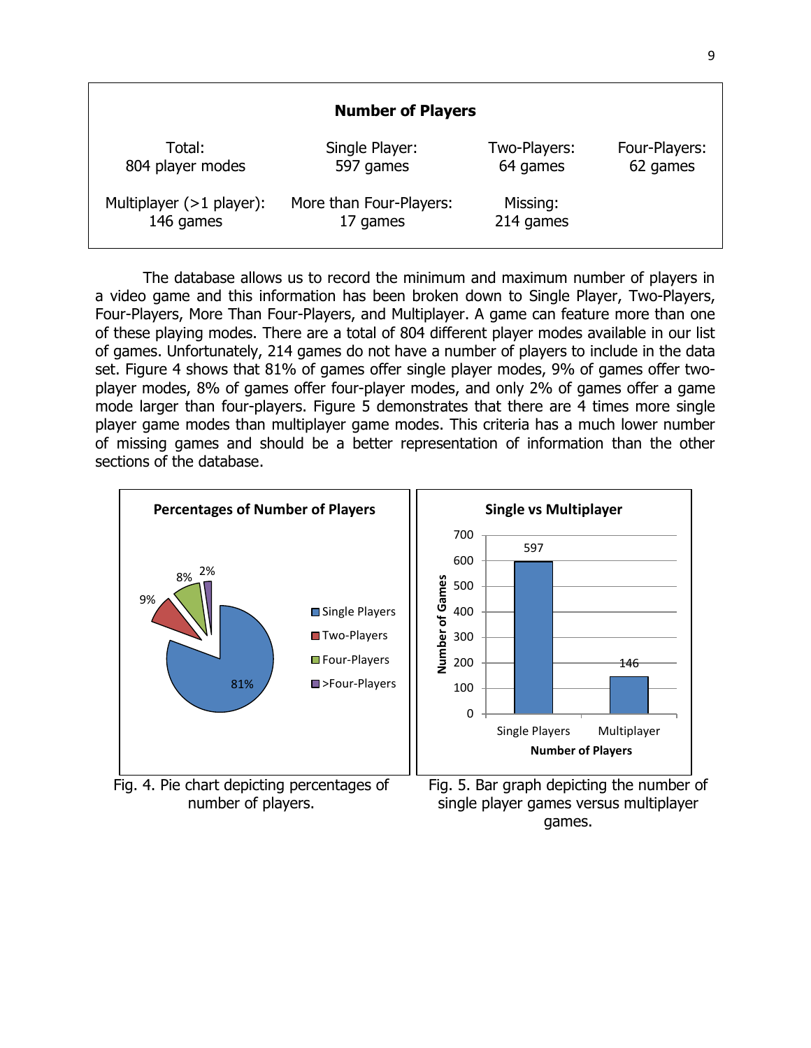**Number of Players**

| Total: 804 player modes | Single Player: 597 games | Two-Players: 64 games | Four-Players: 62 games |
|---|---|---|---|
| Multiplayer (>1 player): 146 games | More than Four-Players: 17 games | Missing: 214 games | |

The database allows us to record the minimum and maximum number of players in a video game and this information has been broken down to Single Player, Two-Players, Four-Players, More Than Four-Players, and Multiplayer. A game can feature more than one of these playing modes. There are a total of 804 different player modes available in our list of games. Unfortunately, 214 games do not have a number of players to include in the data set. Figure 4 shows that 81% of games offer single player modes, 9% of games offer two-player modes, 8% of games offer four-player modes, and only 2% of games offer a game mode larger than four-players. Figure 5 demonstrates that there are 4 times more single player game modes than multiplayer game modes. This criteria has a much lower number of missing games and should be a better representation of information than the other sections of the database.

**Percentages of Number of Players**

| Number of Players | Percentage |
|---|---|
| Single Players | 81% |
| Two-Players | 9% |
| Four-Players | 8% |
| >Four-Players | 2% |

Fig. 4. Pie chart depicting percentages of number of players.

**Single vs Multiplayer**

| Number of Players | Number of Games |
|---|---|
| Single Players | 597 |
| Multiplayer | 146 |

Fig. 5. Bar graph depicting the number of single player games versus multiplayer games.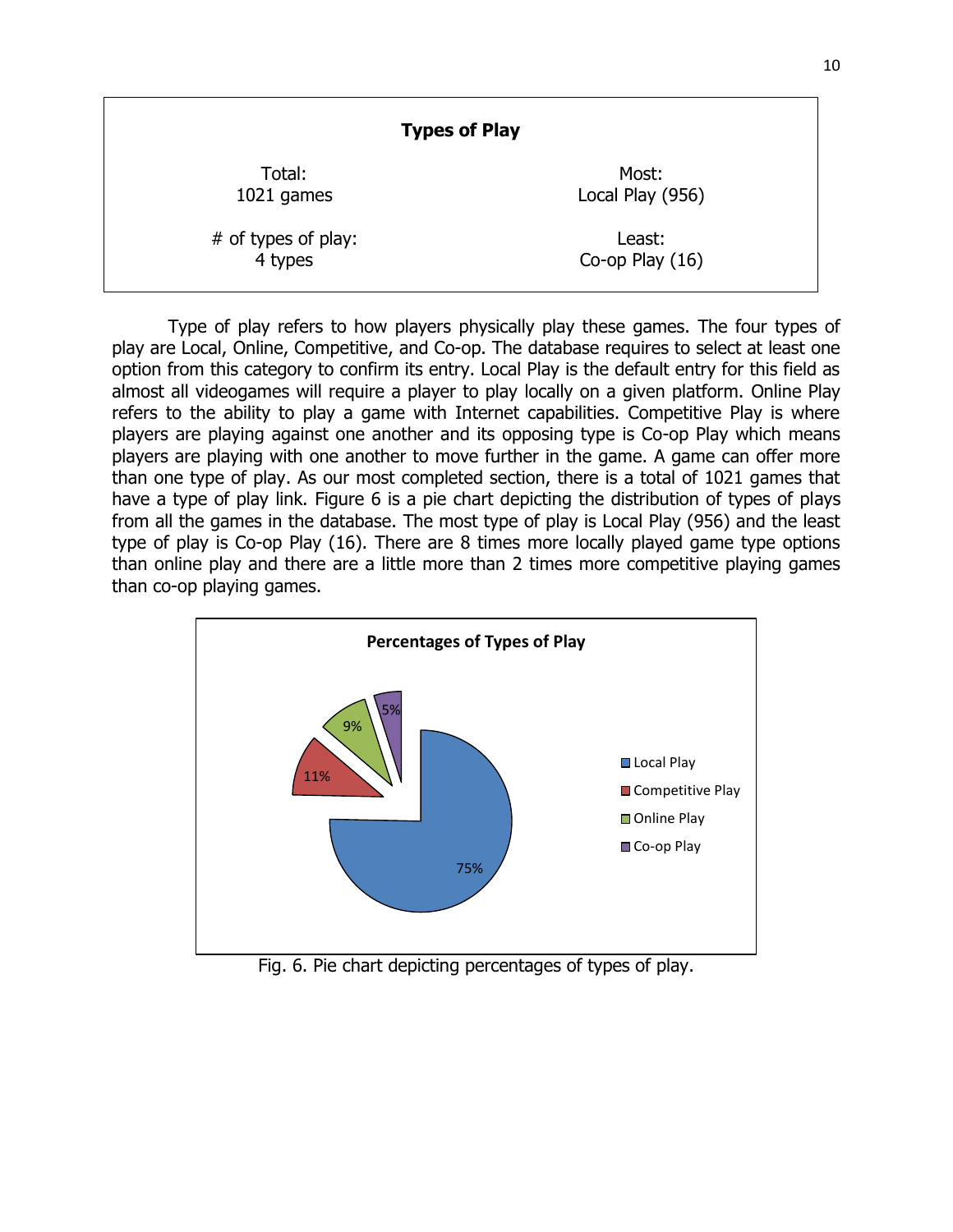| **Types of Play** | |
|---|---|
| Total: 1021 games | Most: Local Play (956) |
| # of types of play: 4 types | Least: Co-op Play (16) |

Type of play refers to how players physically play these games. The four types of play are Local, Online, Competitive, and Co-op. The database requires to select at least one option from this category to confirm its entry. Local Play is the default entry for this field as almost all videogames will require a player to play locally on a given platform. Online Play refers to the ability to play a game with Internet capabilities. Competitive Play is where players are playing against one another and its opposing type is Co-op Play which means players are playing with one another to move further in the game. A game can offer more than one type of play. As our most completed section, there is a total of 1021 games that have a type of play link. Figure 6 is a pie chart depicting the distribution of types of plays from all the games in the database. The most type of play is Local Play (956) and the least type of play is Co-op Play (16). There are 8 times more locally played game type options than online play and there are a little more than 2 times more competitive playing games than co-op playing games.

**Percentages of Types of Play**

| Type of Play | Percentage |
|---|---|
| Local Play | 75% |
| Competitive Play | 11% |
| Online Play | 9% |
| Co-op Play | 5% |

Fig. 6. Pie chart depicting percentages of types of play.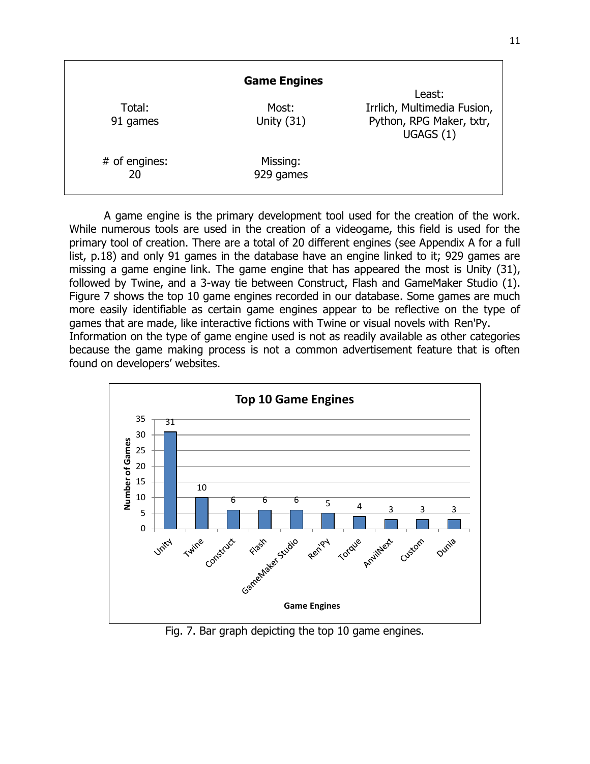**Game Engines**

| Total: 91 games | Most: Unity (31) | Least: Irrlich, Multimedia Fusion, Python, RPG Maker, txtr, UGAGS (1) |
|---|---|---|
| # of engines: 20 | Missing: 929 games | |

A game engine is the primary development tool used for the creation of the work. While numerous tools are used in the creation of a videogame, this field is used for the primary tool of creation. There are a total of 20 different engines (see Appendix A for a full list, p.18) and only 91 games in the database have an engine linked to it; 929 games are missing a game engine link. The game engine that has appeared the most is Unity (31), followed by Twine, and a 3-way tie between Construct, Flash and GameMaker Studio (1). Figure 7 shows the top 10 game engines recorded in our database. Some games are much more easily identifiable as certain game engines appear to be reflective on the type of games that are made, like interactive fictions with Twine or visual novels with Ren'Py.
Information on the type of game engine used is not as readily available as other categories because the game making process is not a common advertisement feature that is often found on developers' websites.

**Top 10 Game Engines**

| Game Engines | Number of Games |
|---|---|
| Unity | 31 |
| Twine | 10 |
| Construct | 6 |
| Flash | 6 |
| GameMaker Studio | 6 |
| Ren'Py | 5 |
| Torque | 4 |
| AnvilNext | 3 |
| Custom | 3 |
| Dunia | 3 |

Fig. 7. Bar graph depicting the top 10 game engines.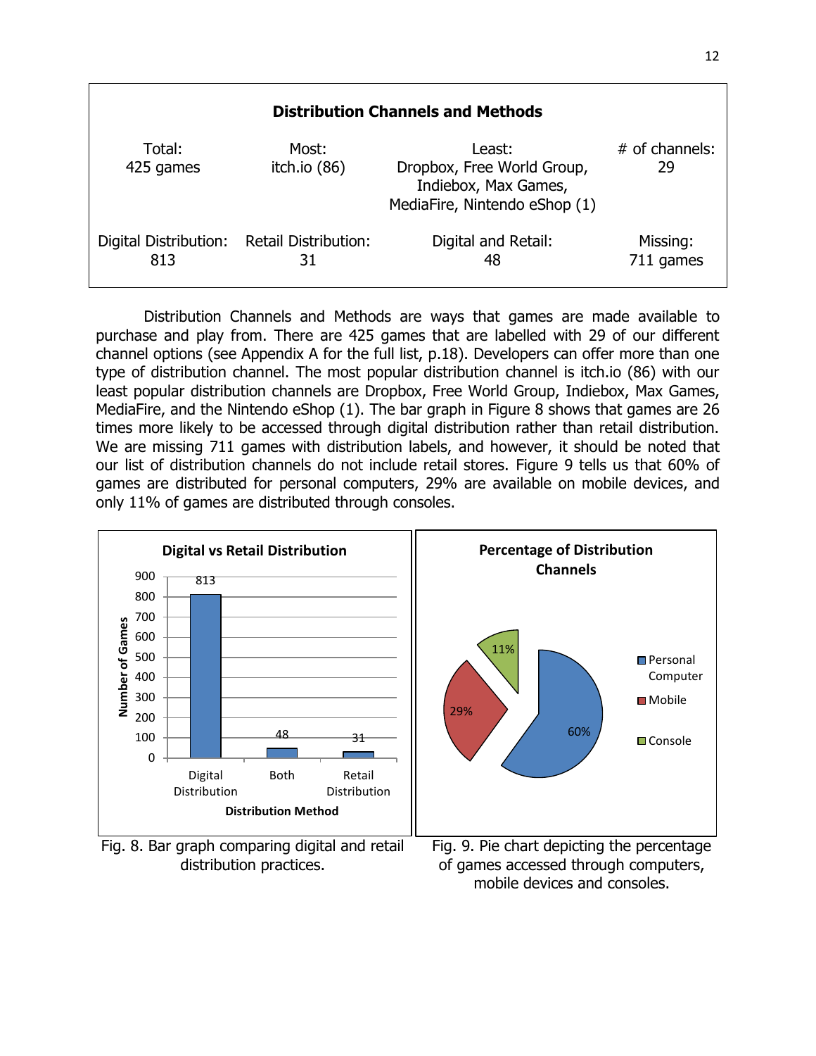| Distribution Channels and Methods | | | |
|---|---|---|---|
| Total: 425 games | Most: itch.io (86) | Least: Dropbox, Free World Group, Indiebox, Max Games, MediaFire, Nintendo eShop (1) | # of channels: 29 |
| Digital Distribution: 813 | Retail Distribution: 31 | Digital and Retail: 48 | Missing: 711 games |

Distribution Channels and Methods are ways that games are made available to purchase and play from. There are 425 games that are labelled with 29 of our different channel options (see Appendix A for the full list, p.18). Developers can offer more than one type of distribution channel. The most popular distribution channel is itch.io (86) with our least popular distribution channels are Dropbox, Free World Group, Indiebox, Max Games, MediaFire, and the Nintendo eShop (1). The bar graph in Figure 8 shows that games are 26 times more likely to be accessed through digital distribution rather than retail distribution. We are missing 711 games with distribution labels, and however, it should be noted that our list of distribution channels do not include retail stores. Figure 9 tells us that 60% of games are distributed for personal computers, 29% are available on mobile devices, and only 11% of games are distributed through consoles.

**Digital vs Retail Distribution**

| Distribution Method | Number of Games |
|---|---|
| Digital Distribution | 813 |
| Both | 48 |
| Retail Distribution | 31 |

Fig. 8. Bar graph comparing digital and retail distribution practices.

**Percentage of Distribution Channels**

| Channel | Percentage |
|---|---|
| Personal Computer | 60% |
| Mobile | 29% |
| Console | 11% |

Fig. 9. Pie chart depicting the percentage of games accessed through computers, mobile devices and consoles.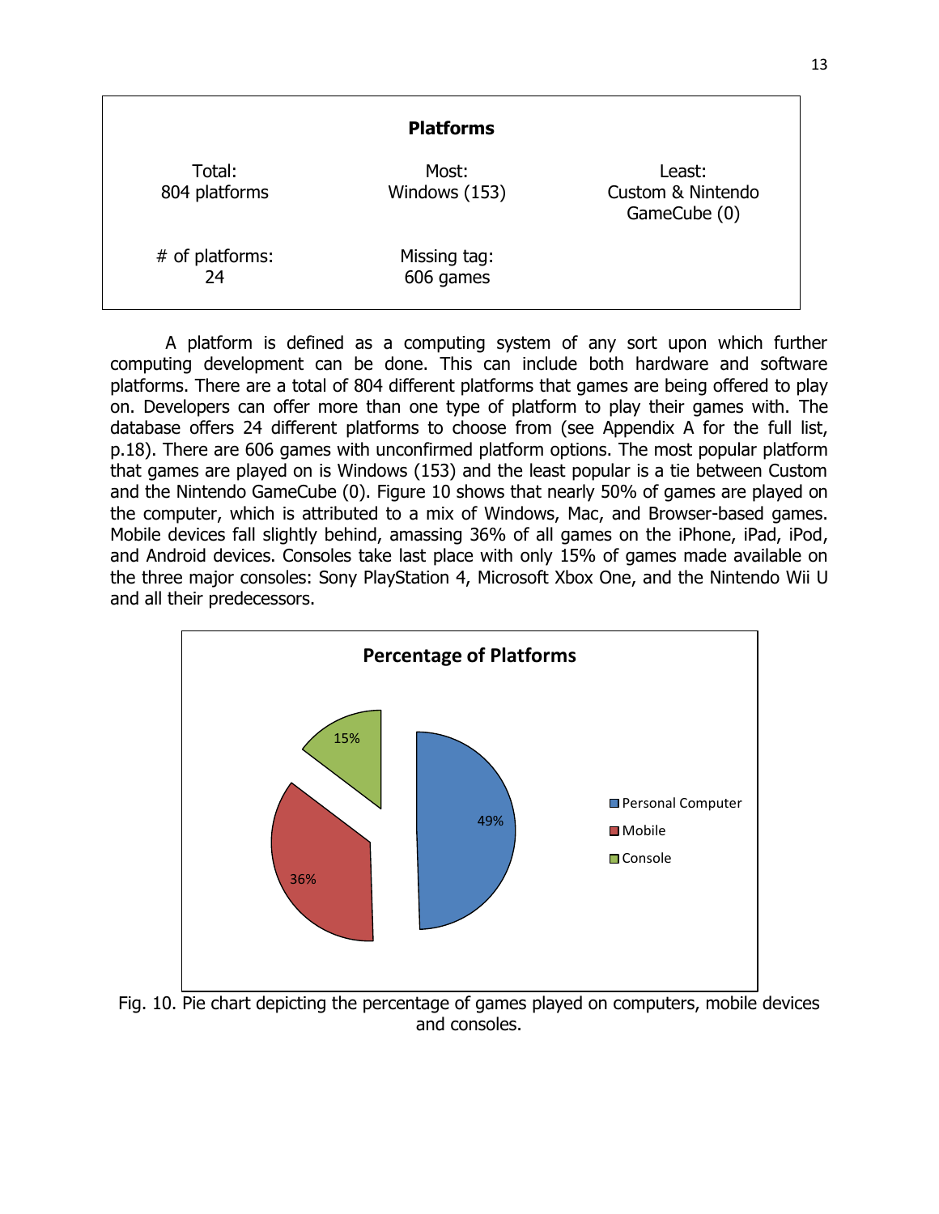| Platforms | | |
|---|---|---|
| Total:<br>804 platforms | Most:<br>Windows (153) | Least:<br>Custom & Nintendo GameCube (0) |
| # of platforms:<br>24 | Missing tag:<br>606 games | |

A platform is defined as a computing system of any sort upon which further computing development can be done. This can include both hardware and software platforms. There are a total of 804 different platforms that games are being offered to play on. Developers can offer more than one type of platform to play their games with. The database offers 24 different platforms to choose from (see Appendix A for the full list, p.18). There are 606 games with unconfirmed platform options. The most popular platform that games are played on is Windows (153) and the least popular is a tie between Custom and the Nintendo GameCube (0). Figure 10 shows that nearly 50% of games are played on the computer, which is attributed to a mix of Windows, Mac, and Browser-based games. Mobile devices fall slightly behind, amassing 36% of all games on the iPhone, iPad, iPod, and Android devices. Consoles take last place with only 15% of games made available on the three major consoles: Sony PlayStation 4, Microsoft Xbox One, and the Nintendo Wii U and all their predecessors.

**Percentage of Platforms**

| Platform | Percentage |
|---|---|
| Personal Computer | 49% |
| Mobile | 36% |
| Console | 15% |

Fig. 10. Pie chart depicting the percentage of games played on computers, mobile devices and consoles.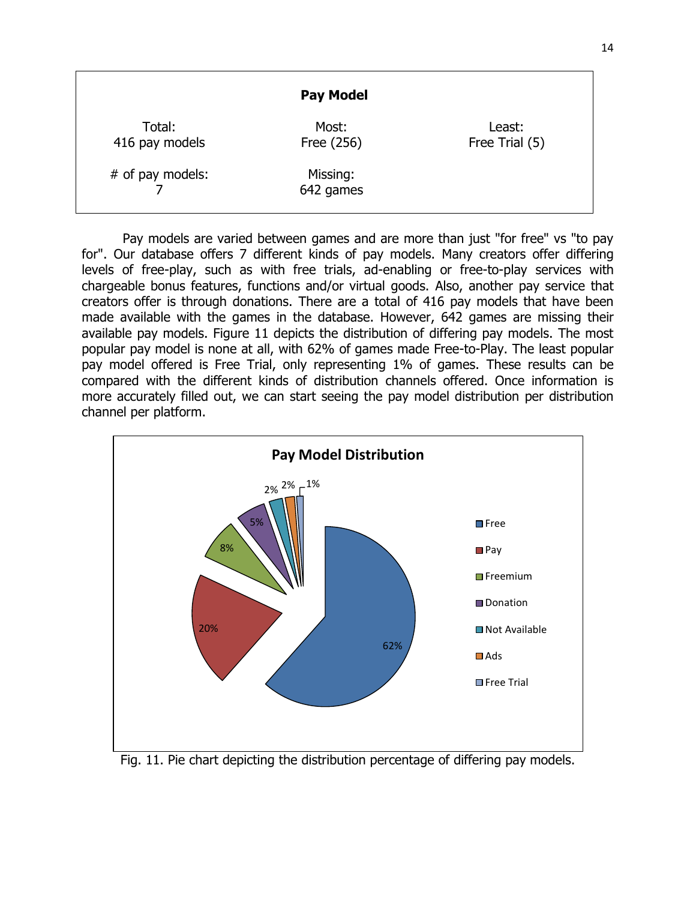| **Pay Model** | | |
|---|---|---|
| Total: 416 pay models | Most: Free (256) | Least: Free Trial (5) |
| # of pay models: 7 | Missing: 642 games | |

Pay models are varied between games and are more than just "for free" vs "to pay for". Our database offers 7 different kinds of pay models. Many creators offer differing levels of free-play, such as with free trials, ad-enabling or free-to-play services with chargeable bonus features, functions and/or virtual goods. Also, another pay service that creators offer is through donations. There are a total of 416 pay models that have been made available with the games in the database. However, 642 games are missing their available pay models. Figure 11 depicts the distribution of differing pay models. The most popular pay model is none at all, with 62% of games made Free-to-Play. The least popular pay model offered is Free Trial, only representing 1% of games. These results can be compared with the different kinds of distribution channels offered. Once information is more accurately filled out, we can start seeing the pay model distribution per distribution channel per platform.

Fig. 11. Pie chart depicting the distribution percentage of differing pay models.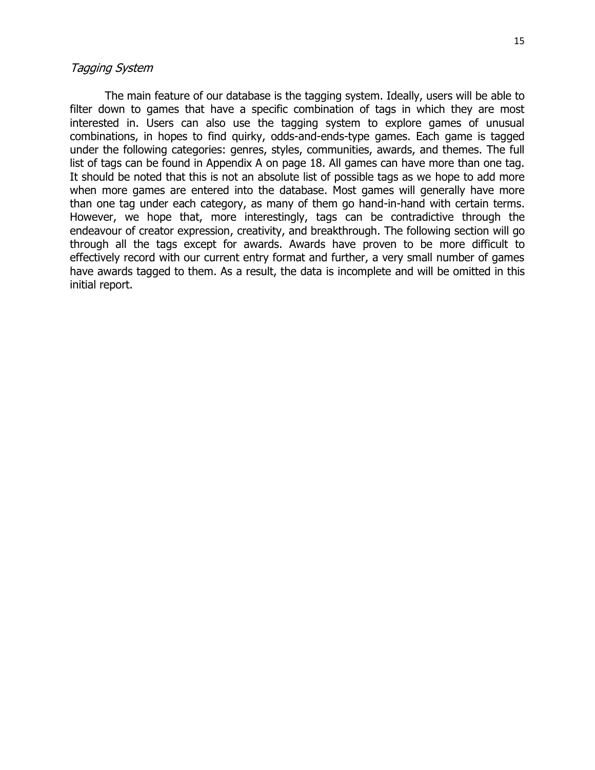### *Tagging System*

The main feature of our database is the tagging system. Ideally, users will be able to filter down to games that have a specific combination of tags in which they are most interested in. Users can also use the tagging system to explore games of unusual combinations, in hopes to find quirky, odds-and-ends-type games. Each game is tagged under the following categories: genres, styles, communities, awards, and themes. The full list of tags can be found in Appendix A on page 18. All games can have more than one tag. It should be noted that this is not an absolute list of possible tags as we hope to add more when more games are entered into the database. Most games will generally have more than one tag under each category, as many of them go hand-in-hand with certain terms. However, we hope that, more interestingly, tags can be contradictive through the endeavour of creator expression, creativity, and breakthrough. The following section will go through all the tags except for awards. Awards have proven to be more difficult to effectively record with our current entry format and further, a very small number of games have awards tagged to them. As a result, the data is incomplete and will be omitted in this initial report.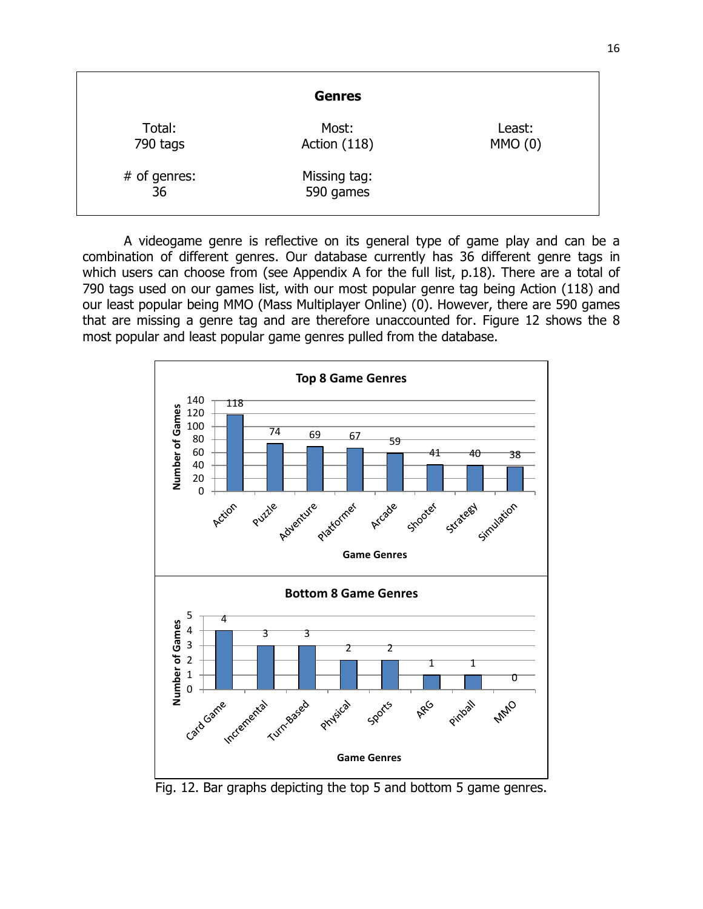## Genres

| Total: 790 tags | Most: Action (118) | Least: MMO (0) |
|---|---|---|
| # of genres: 36 | Missing tag: 590 games | |

A videogame genre is reflective on its general type of game play and can be a combination of different genres. Our database currently has 36 different genre tags in which users can choose from (see Appendix A for the full list, p.18). There are a total of 790 tags used on our games list, with our most popular genre tag being Action (118) and our least popular being MMO (Mass Multiplayer Online) (0). However, there are 590 games that are missing a genre tag and are therefore unaccounted for. Figure 12 shows the 8 most popular and least popular game genres pulled from the database.

**Top 8 Game Genres**

| Game Genres | Number of Games |
|---|---|
| Action | 118 |
| Puzzle | 74 |
| Adventure | 69 |
| Platformer | 67 |
| Arcade | 59 |
| Shooter | 41 |
| Strategy | 40 |
| Simulation | 38 |

**Bottom 8 Game Genres**

| Game Genres | Number of Games |
|---|---|
| Card Game | 4 |
| Incremental | 3 |
| Turn-Based | 3 |
| Physical | 2 |
| Sports | 2 |
| ARG | 1 |
| Pinball | 1 |
| MMO | 0 |

Fig. 12. Bar graphs depicting the top 5 and bottom 5 game genres.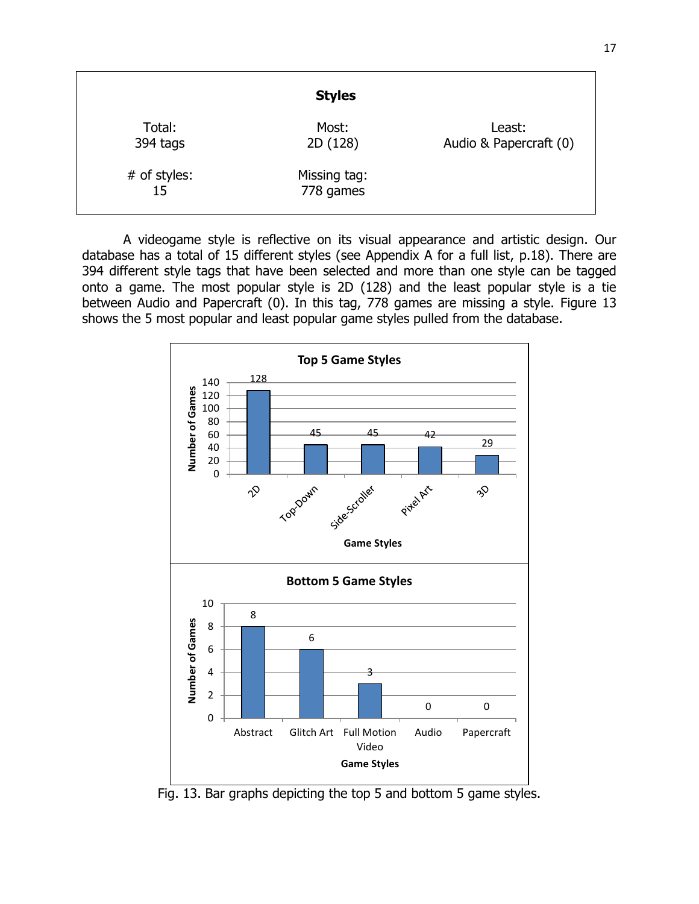| **Styles** | | |
|---|---|---|
| Total:<br>394 tags | Most:<br>2D (128) | Least:<br>Audio & Papercraft (0) |
| # of styles:<br>15 | Missing tag:<br>778 games | |

A videogame style is reflective on its visual appearance and artistic design. Our database has a total of 15 different styles (see Appendix A for a full list, p.18). There are 394 different style tags that have been selected and more than one style can be tagged onto a game. The most popular style is 2D (128) and the least popular style is a tie between Audio and Papercraft (0). In this tag, 778 games are missing a style. Figure 13 shows the 5 most popular and least popular game styles pulled from the database.

Fig. 13. Bar graphs depicting the top 5 and bottom 5 game styles.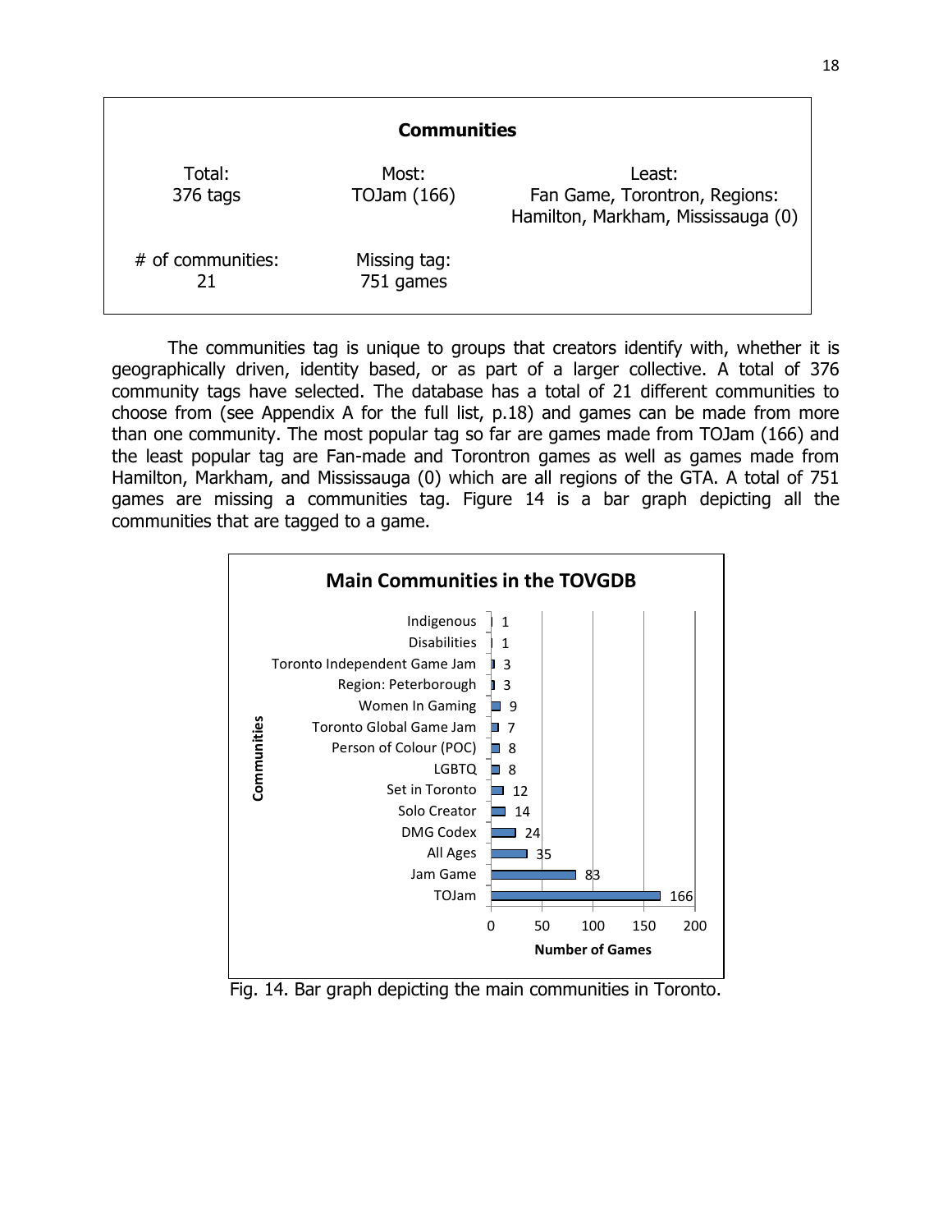| Communities | | |
|---|---|---|
| Total:<br>376 tags | Most:<br>TOJam (166) | Least:<br>Fan Game, Torontron, Regions: Hamilton, Markham, Mississauga (0) |
| # of communities:<br>21 | Missing tag:<br>751 games | |

The communities tag is unique to groups that creators identify with, whether it is geographically driven, identity based, or as part of a larger collective. A total of 376 community tags have selected. The database has a total of 21 different communities to choose from (see Appendix A for the full list, p.18) and games can be made from more than one community. The most popular tag so far are games made from TOJam (166) and the least popular tag are Fan-made and Torontron games as well as games made from Hamilton, Markham, and Mississauga (0) which are all regions of the GTA. A total of 751 games are missing a communities tag. Figure 14 is a bar graph depicting all the communities that are tagged to a game.

**Main Communities in the TOVGDB**

| Communities | Number of Games |
|---|---|
| Indigenous | 1 |
| Disabilities | 1 |
| Toronto Independent Game Jam | 3 |
| Region: Peterborough | 3 |
| Women In Gaming | 9 |
| Toronto Global Game Jam | 7 |
| Person of Colour (POC) | 8 |
| LGBTQ | 8 |
| Set in Toronto | 12 |
| Solo Creator | 14 |
| DMG Codex | 24 |
| All Ages | 35 |
| Jam Game | 83 |
| TOJam | 166 |

Fig. 14. Bar graph depicting the main communities in Toronto.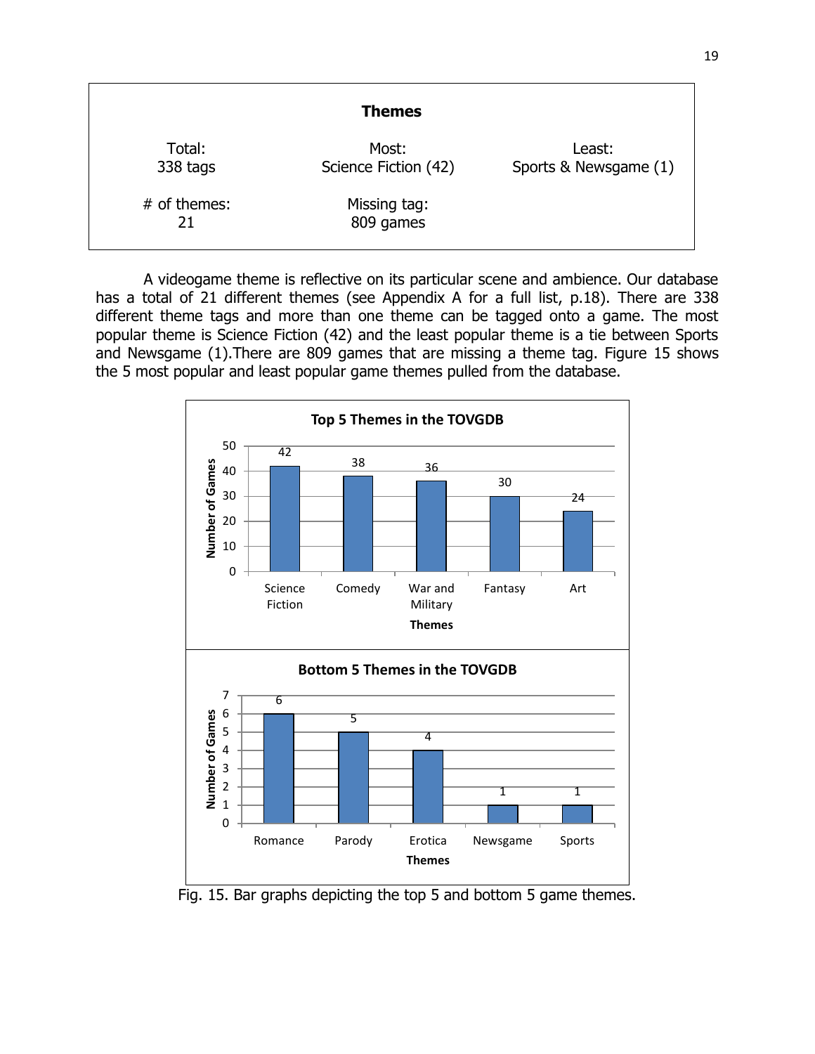| **Themes** | | |
|---|---|---|
| Total: 338 tags | Most: Science Fiction (42) | Least: Sports & Newsgame (1) |
| # of themes: 21 | Missing tag: 809 games | |

A videogame theme is reflective on its particular scene and ambience. Our database has a total of 21 different themes (see Appendix A for a full list, p.18). There are 338 different theme tags and more than one theme can be tagged onto a game. The most popular theme is Science Fiction (42) and the least popular theme is a tie between Sports and Newsgame (1).There are 809 games that are missing a theme tag. Figure 15 shows the 5 most popular and least popular game themes pulled from the database.

**Top 5 Themes in the TOVGDB**

| Themes | Number of Games |
|---|---|
| Science Fiction | 42 |
| Comedy | 38 |
| War and Military | 36 |
| Fantasy | 30 |
| Art | 24 |

**Bottom 5 Themes in the TOVGDB**

| Themes | Number of Games |
|---|---|
| Romance | 6 |
| Parody | 5 |
| Erotica | 4 |
| Newsgame | 1 |
| Sports | 1 |

Fig. 15. Bar graphs depicting the top 5 and bottom 5 game themes.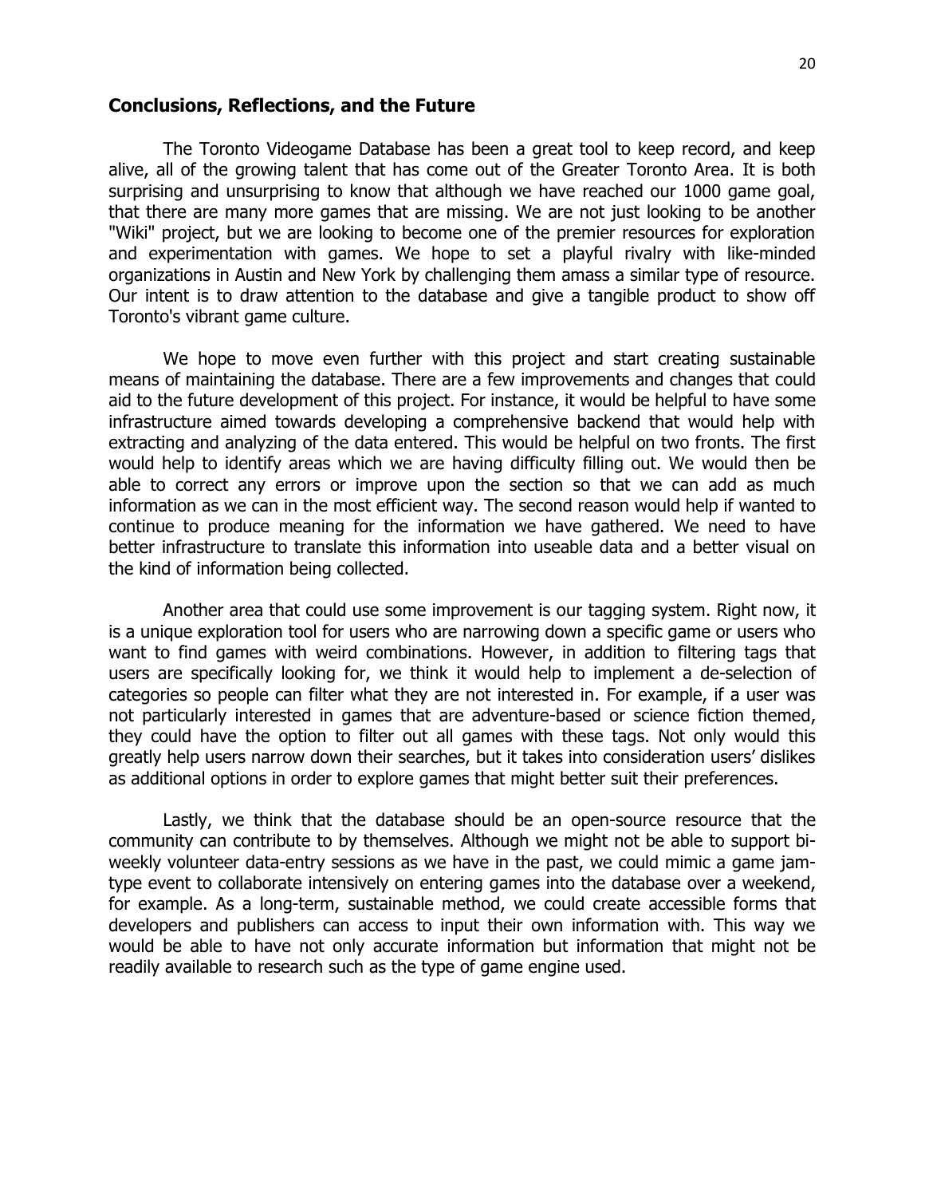## Conclusions, Reflections, and the Future

The Toronto Videogame Database has been a great tool to keep record, and keep alive, all of the growing talent that has come out of the Greater Toronto Area. It is both surprising and unsurprising to know that although we have reached our 1000 game goal, that there are many more games that are missing. We are not just looking to be another "Wiki" project, but we are looking to become one of the premier resources for exploration and experimentation with games. We hope to set a playful rivalry with like-minded organizations in Austin and New York by challenging them amass a similar type of resource. Our intent is to draw attention to the database and give a tangible product to show off Toronto's vibrant game culture.

We hope to move even further with this project and start creating sustainable means of maintaining the database. There are a few improvements and changes that could aid to the future development of this project. For instance, it would be helpful to have some infrastructure aimed towards developing a comprehensive backend that would help with extracting and analyzing of the data entered. This would be helpful on two fronts. The first would help to identify areas which we are having difficulty filling out. We would then be able to correct any errors or improve upon the section so that we can add as much information as we can in the most efficient way. The second reason would help if wanted to continue to produce meaning for the information we have gathered. We need to have better infrastructure to translate this information into useable data and a better visual on the kind of information being collected.

Another area that could use some improvement is our tagging system. Right now, it is a unique exploration tool for users who are narrowing down a specific game or users who want to find games with weird combinations. However, in addition to filtering tags that users are specifically looking for, we think it would help to implement a de-selection of categories so people can filter what they are not interested in. For example, if a user was not particularly interested in games that are adventure-based or science fiction themed, they could have the option to filter out all games with these tags. Not only would this greatly help users narrow down their searches, but it takes into consideration users' dislikes as additional options in order to explore games that might better suit their preferences.

Lastly, we think that the database should be an open-source resource that the community can contribute to by themselves. Although we might not be able to support bi-weekly volunteer data-entry sessions as we have in the past, we could mimic a game jam-type event to collaborate intensively on entering games into the database over a weekend, for example. As a long-term, sustainable method, we could create accessible forms that developers and publishers can access to input their own information with. This way we would be able to have not only accurate information but information that might not be readily available to research such as the type of game engine used.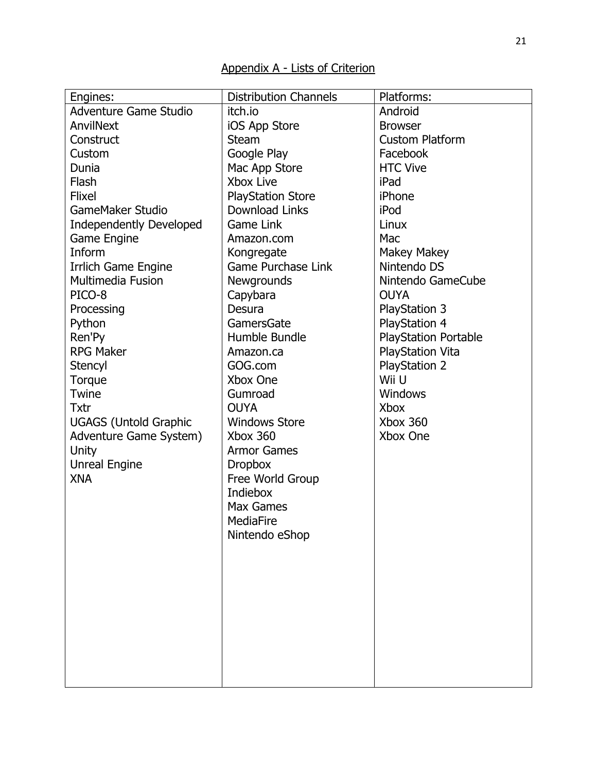## Appendix A - Lists of Criterion

| Engines: | Distribution Channels | Platforms: |
|---|---|---|
| Adventure Game Studio | itch.io | Android |
| AnvilNext | iOS App Store | Browser |
| Construct | Steam | Custom Platform |
| Custom | Google Play | Facebook |
| Dunia | Mac App Store | HTC Vive |
| Flash | Xbox Live | iPad |
| Flixel | PlayStation Store | iPhone |
| GameMaker Studio | Download Links | iPod |
| Independently Developed Game Engine | Game Link | Linux |
| Inform | Amazon.com | Mac |
| Irrlich Game Engine | Kongregate | Makey Makey |
| Multimedia Fusion | Game Purchase Link | Nintendo DS |
| PICO-8 | Newgrounds | Nintendo GameCube |
| Processing | Capybara | OUYA |
| Python | Desura | PlayStation 3 |
| Ren'Py | GamersGate | PlayStation 4 |
| RPG Maker | Humble Bundle | PlayStation Portable |
| Stencyl | Amazon.ca | PlayStation Vita |
| Torque | GOG.com | PlayStation 2 |
| Twine | Xbox One | Wii U |
| Txtr | Gumroad | Windows |
| UGAGS (Untold Graphic Adventure Game System) | OUYA | Xbox |
| Unity | Windows Store | Xbox 360 |
| Unreal Engine | Xbox 360 | Xbox One |
| XNA | Armor Games | |
| | Dropbox | |
| | Free World Group | |
| | Indiebox | |
| | Max Games | |
| | MediaFire | |
| | Nintendo eShop | |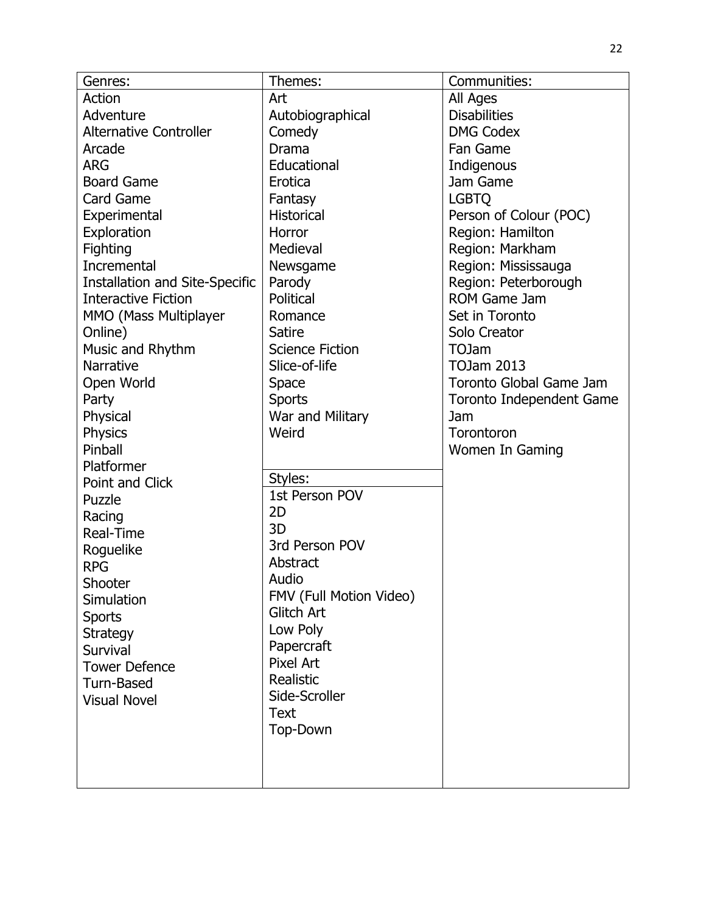| Genres: | Themes: | Communities: |
|---|---|---|
| Action | Art | All Ages |
| Adventure | Autobiographical | Disabilities |
| Alternative Controller | Comedy | DMG Codex |
| Arcade | Drama | Fan Game |
| ARG | Educational | Indigenous |
| Board Game | Erotica | Jam Game |
| Card Game | Fantasy | LGBTQ |
| Experimental | Historical | Person of Colour (POC) |
| Exploration | Horror | Region: Hamilton |
| Fighting | Medieval | Region: Markham |
| Incremental | Newsgame | Region: Mississauga |
| Installation and Site-Specific | Parody | Region: Peterborough |
| Interactive Fiction | Political | ROM Game Jam |
| MMO (Mass Multiplayer Online) | Romance | Set in Toronto |
| Music and Rhythm | Satire | Solo Creator |
| Narrative | Science Fiction | TOJam |
| Open World | Slice-of-life | TOJam 2013 |
| Party | Space | Toronto Global Game Jam |
| Physical | Sports | Toronto Independent Game Jam |
| Physics | War and Military | Torontoron |
| Pinball | Weird | Women In Gaming |
| Platformer | | |
| Point and Click | **Styles:** | |
| Puzzle | 1st Person POV | |
| Racing | 2D | |
| Real-Time | 3D | |
| Roguelike | 3rd Person POV | |
| RPG | Abstract | |
| Shooter | Audio | |
| Simulation | FMV (Full Motion Video) | |
| Sports | Glitch Art | |
| Strategy | Low Poly | |
| Survival | Papercraft | |
| Tower Defence | Pixel Art | |
| Turn-Based | Realistic | |
| Visual Novel | Side-Scroller | |
| | Text | |
| | Top-Down | |